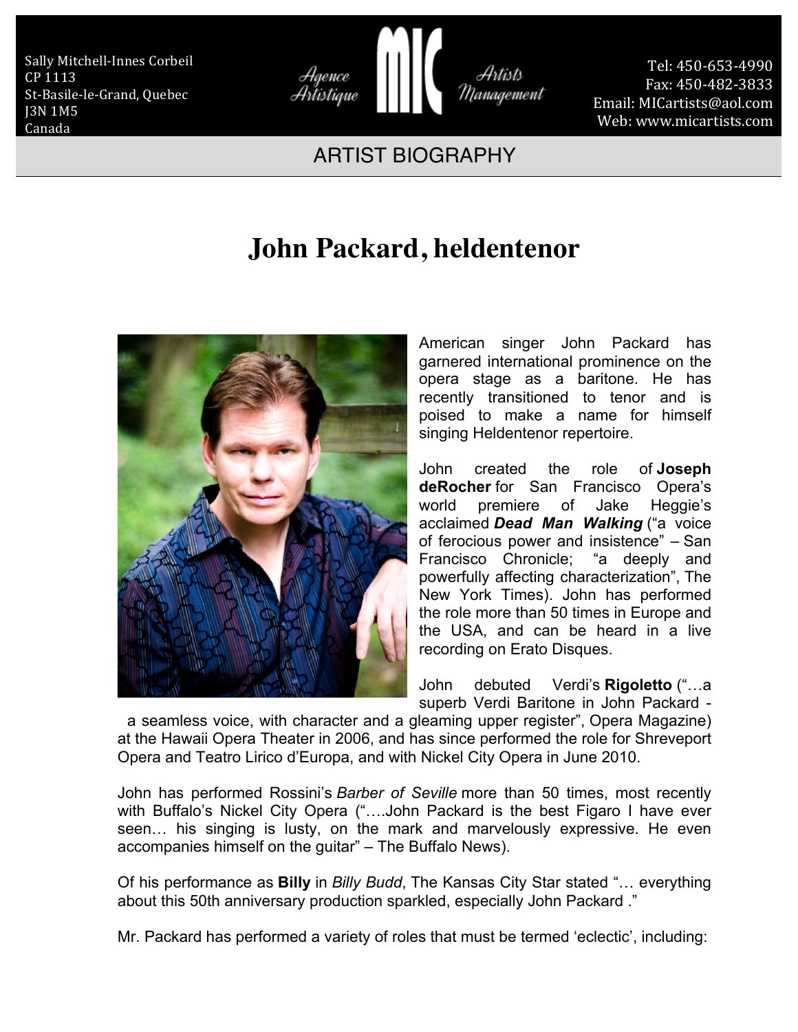Sally Mitchell-Innes Corbeil
CP 1113
St-Basile-le-Grand, Quebec
J3N 1M5
Canada

Agence Artistique **MIC** Artists Management

Tel: 450-653-4990
Fax: 450-482-3833
Email: MICartists@aol.com
Web: www.micartists.com

ARTIST BIOGRAPHY

# John Packard, heldentenor

American singer John Packard has garnered international prominence on the opera stage as a baritone. He has recently transitioned to tenor and is poised to make a name for himself singing Heldentenor repertoire.

John created the role of **Joseph deRocher** for San Francisco Opera's world premiere of Jake Heggie's acclaimed ***Dead Man Walking*** ("a voice of ferocious power and insistence" – San Francisco Chronicle; "a deeply and powerfully affecting characterization", The New York Times). John has performed the role more than 50 times in Europe and the USA, and can be heard in a live recording on Erato Disques.

John debuted Verdi's **Rigoletto** ("…a superb Verdi Baritone in John Packard - a seamless voice, with character and a gleaming upper register", Opera Magazine) at the Hawaii Opera Theater in 2006, and has since performed the role for Shreveport Opera and Teatro Lirico d'Europa, and with Nickel City Opera in June 2010.

John has performed Rossini's *Barber of Seville* more than 50 times, most recently with Buffalo's Nickel City Opera ("….John Packard is the best Figaro I have ever seen… his singing is lusty, on the mark and marvelously expressive. He even accompanies himself on the guitar" – The Buffalo News).

Of his performance as **Billy** in *Billy Budd*, The Kansas City Star stated "… everything about this 50th anniversary production sparkled, especially John Packard ."

Mr. Packard has performed a variety of roles that must be termed 'eclectic', including: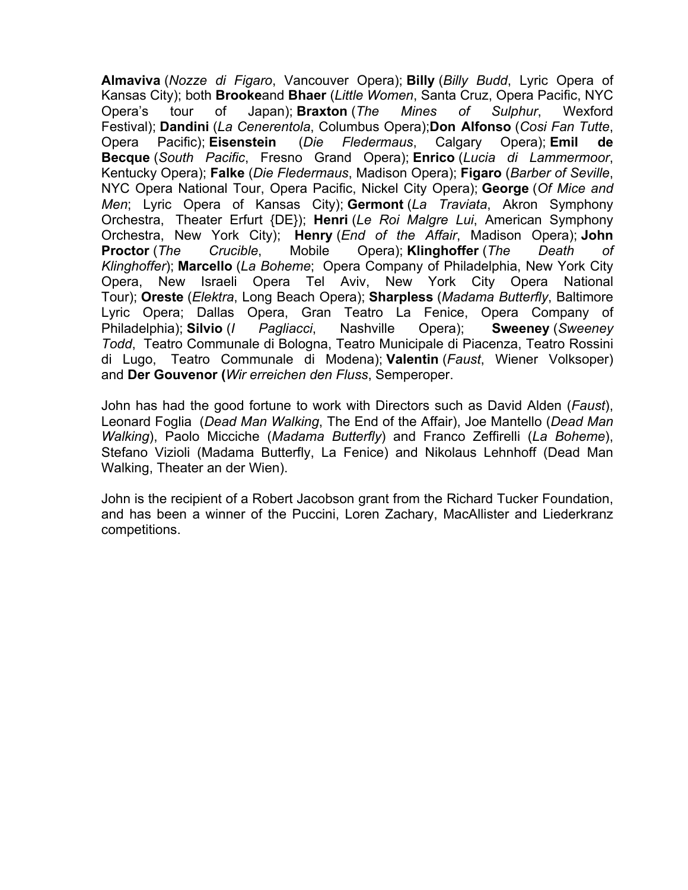**Almaviva** (*Nozze di Figaro*, Vancouver Opera); **Billy** (*Billy Budd*, Lyric Opera of Kansas City); both **Brooke**and **Bhaer** (*Little Women*, Santa Cruz, Opera Pacific, NYC Opera's tour of Japan); **Braxton** (*The Mines of Sulphur*, Wexford Festival); **Dandini** (*La Cenerentola*, Columbus Opera);**Don Alfonso** (*Cosi Fan Tutte*, Opera Pacific); **Eisenstein** (*Die Fledermaus*, Calgary Opera); **Emil de Becque** (*South Pacific*, Fresno Grand Opera); **Enrico** (*Lucia di Lammermoor*, Kentucky Opera); **Falke** (*Die Fledermaus*, Madison Opera); **Figaro** (*Barber of Seville*, NYC Opera National Tour, Opera Pacific, Nickel City Opera); **George** (*Of Mice and Men*; Lyric Opera of Kansas City); **Germont** (*La Traviata*, Akron Symphony Orchestra, Theater Erfurt {DE}); **Henri** (*Le Roi Malgre Lui*, American Symphony Orchestra, New York City); **Henry** (*End of the Affair*, Madison Opera); **John Proctor** (*The Crucible*, Mobile Opera); **Klinghoffer** (*The Death of Klinghoffer*); **Marcello** (*La Boheme*; Opera Company of Philadelphia, New York City Opera, New Israeli Opera Tel Aviv, New York City Opera National Tour); **Oreste** (*Elektra*, Long Beach Opera); **Sharpless** (*Madama Butterfly*, Baltimore Lyric Opera; Dallas Opera, Gran Teatro La Fenice, Opera Company of Philadelphia); **Silvio** (*I Pagliacci*, Nashville Opera); **Sweeney** (*Sweeney Todd*, Teatro Communale di Bologna, Teatro Municipale di Piacenza, Teatro Rossini di Lugo, Teatro Communale di Modena); **Valentin** (*Faust*, Wiener Volksoper) and **Der Gouvenor (***Wir erreichen den Fluss*, Semperoper.

John has had the good fortune to work with Directors such as David Alden (*Faust*), Leonard Foglia (*Dead Man Walking*, The End of the Affair), Joe Mantello (*Dead Man Walking*), Paolo Micciche (*Madama Butterfly*) and Franco Zeffirelli (*La Boheme*), Stefano Vizioli (Madama Butterfly, La Fenice) and Nikolaus Lehnhoff (Dead Man Walking, Theater an der Wien).

John is the recipient of a Robert Jacobson grant from the Richard Tucker Foundation, and has been a winner of the Puccini, Loren Zachary, MacAllister and Liederkranz competitions.